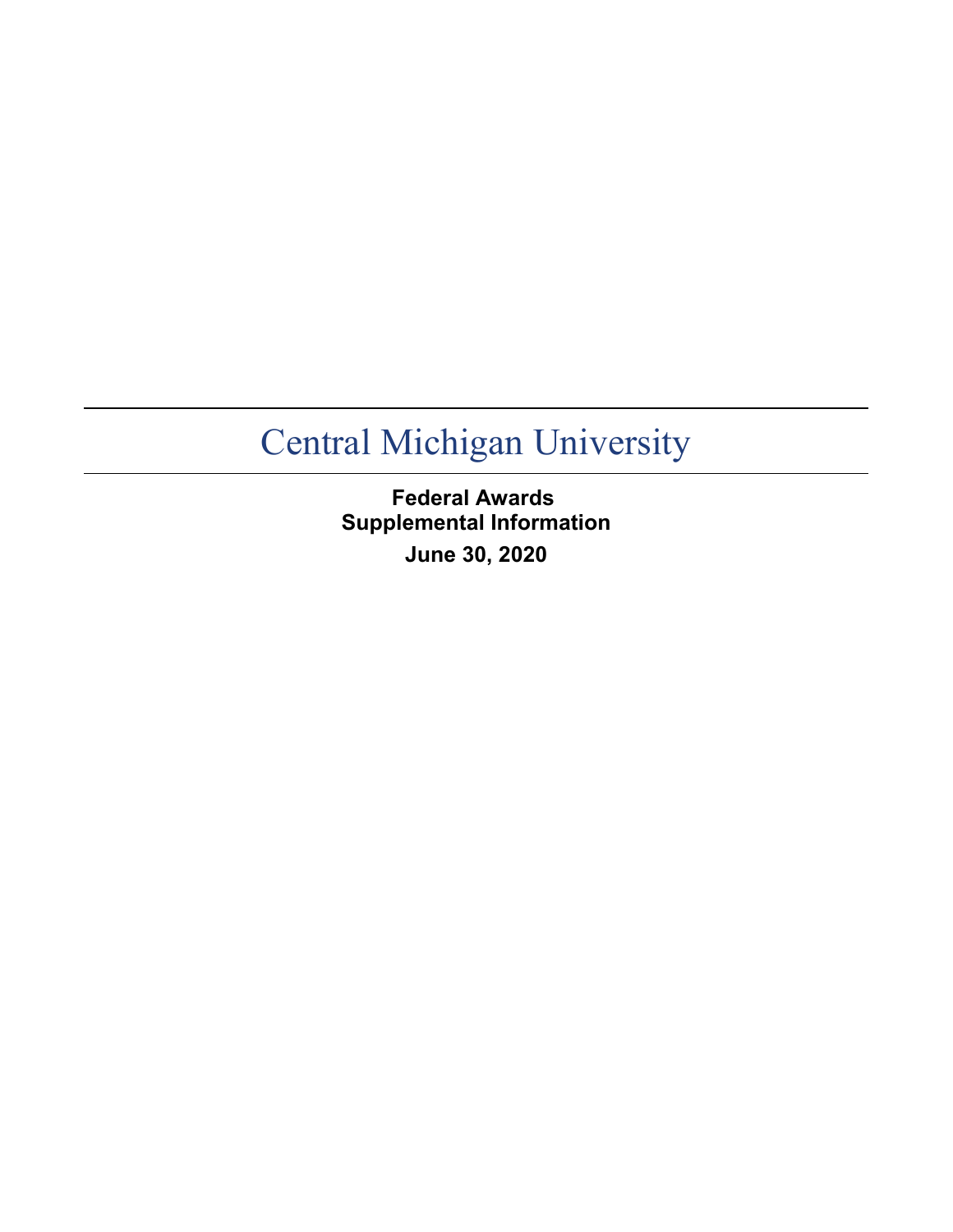# Central Michigan University

**Federal Awards**
**Supplemental Information**

**June 30, 2020**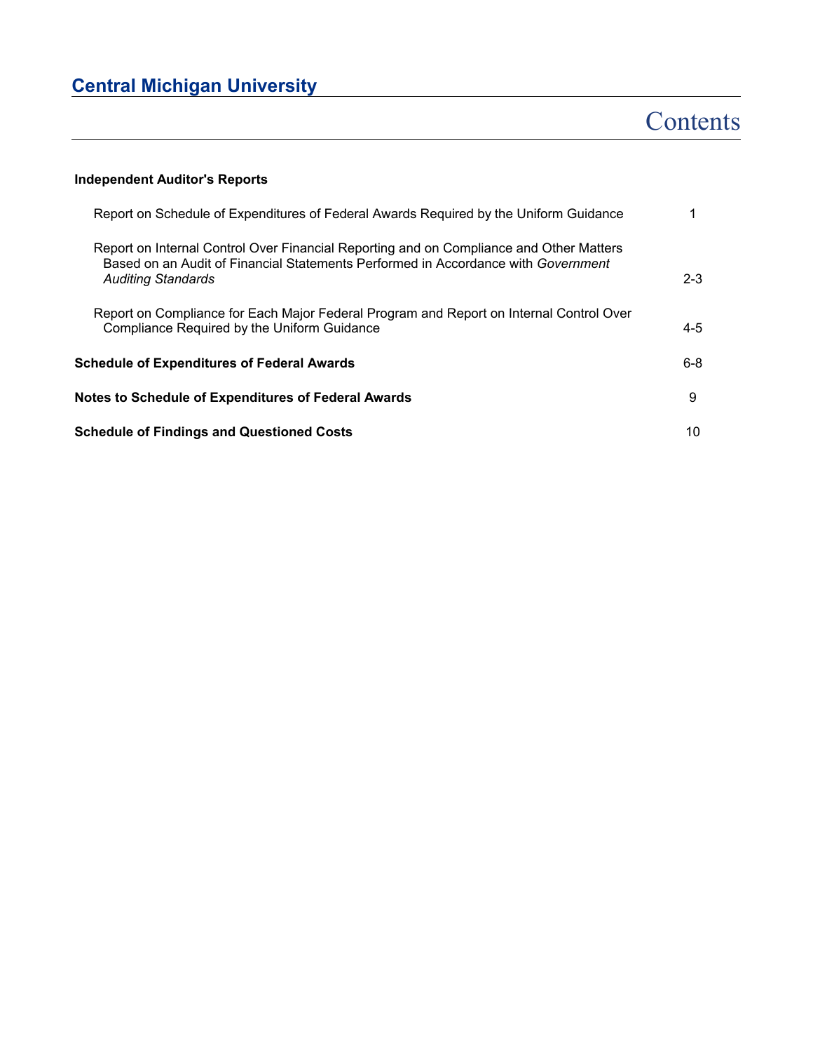# Central Michigan University

## Contents

| | |
|---|---|
| **Independent Auditor's Reports** | |
| Report on Schedule of Expenditures of Federal Awards Required by the Uniform Guidance | 1 |
| Report on Internal Control Over Financial Reporting and on Compliance and Other Matters Based on an Audit of Financial Statements Performed in Accordance with *Government Auditing Standards* | 2-3 |
| Report on Compliance for Each Major Federal Program and Report on Internal Control Over Compliance Required by the Uniform Guidance | 4-5 |
| **Schedule of Expenditures of Federal Awards** | 6-8 |
| **Notes to Schedule of Expenditures of Federal Awards** | 9 |
| **Schedule of Findings and Questioned Costs** | 10 |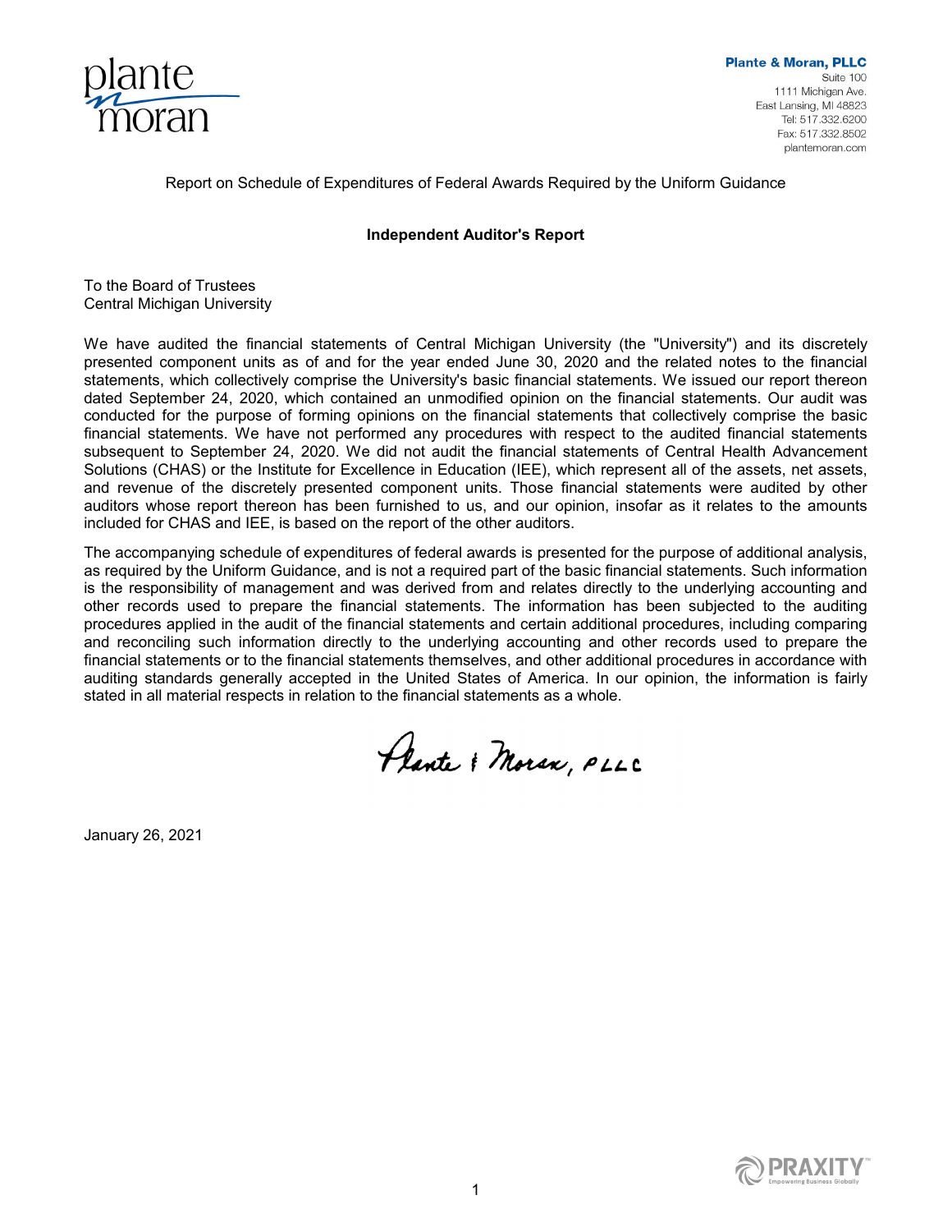plante moran

**Plante & Moran, PLLC**
Suite 100
1111 Michigan Ave.
East Lansing, MI 48823
Tel: 517.332.6200
Fax: 517.332.8502
plantemoran.com

Report on Schedule of Expenditures of Federal Awards Required by the Uniform Guidance

## Independent Auditor's Report

To the Board of Trustees
Central Michigan University

We have audited the financial statements of Central Michigan University (the "University") and its discretely presented component units as of and for the year ended June 30, 2020 and the related notes to the financial statements, which collectively comprise the University's basic financial statements. We issued our report thereon dated September 24, 2020, which contained an unmodified opinion on the financial statements. Our audit was conducted for the purpose of forming opinions on the financial statements that collectively comprise the basic financial statements. We have not performed any procedures with respect to the audited financial statements subsequent to September 24, 2020. We did not audit the financial statements of Central Health Advancement Solutions (CHAS) or the Institute for Excellence in Education (IEE), which represent all of the assets, net assets, and revenue of the discretely presented component units. Those financial statements were audited by other auditors whose report thereon has been furnished to us, and our opinion, insofar as it relates to the amounts included for CHAS and IEE, is based on the report of the other auditors.

The accompanying schedule of expenditures of federal awards is presented for the purpose of additional analysis, as required by the Uniform Guidance, and is not a required part of the basic financial statements. Such information is the responsibility of management and was derived from and relates directly to the underlying accounting and other records used to prepare the financial statements. The information has been subjected to the auditing procedures applied in the audit of the financial statements and certain additional procedures, including comparing and reconciling such information directly to the underlying accounting and other records used to prepare the financial statements or to the financial statements themselves, and other additional procedures in accordance with auditing standards generally accepted in the United States of America. In our opinion, the information is fairly stated in all material respects in relation to the financial statements as a whole.

Plante & Moran, PLLC

January 26, 2021

PRAXITY
Empowering Business Globally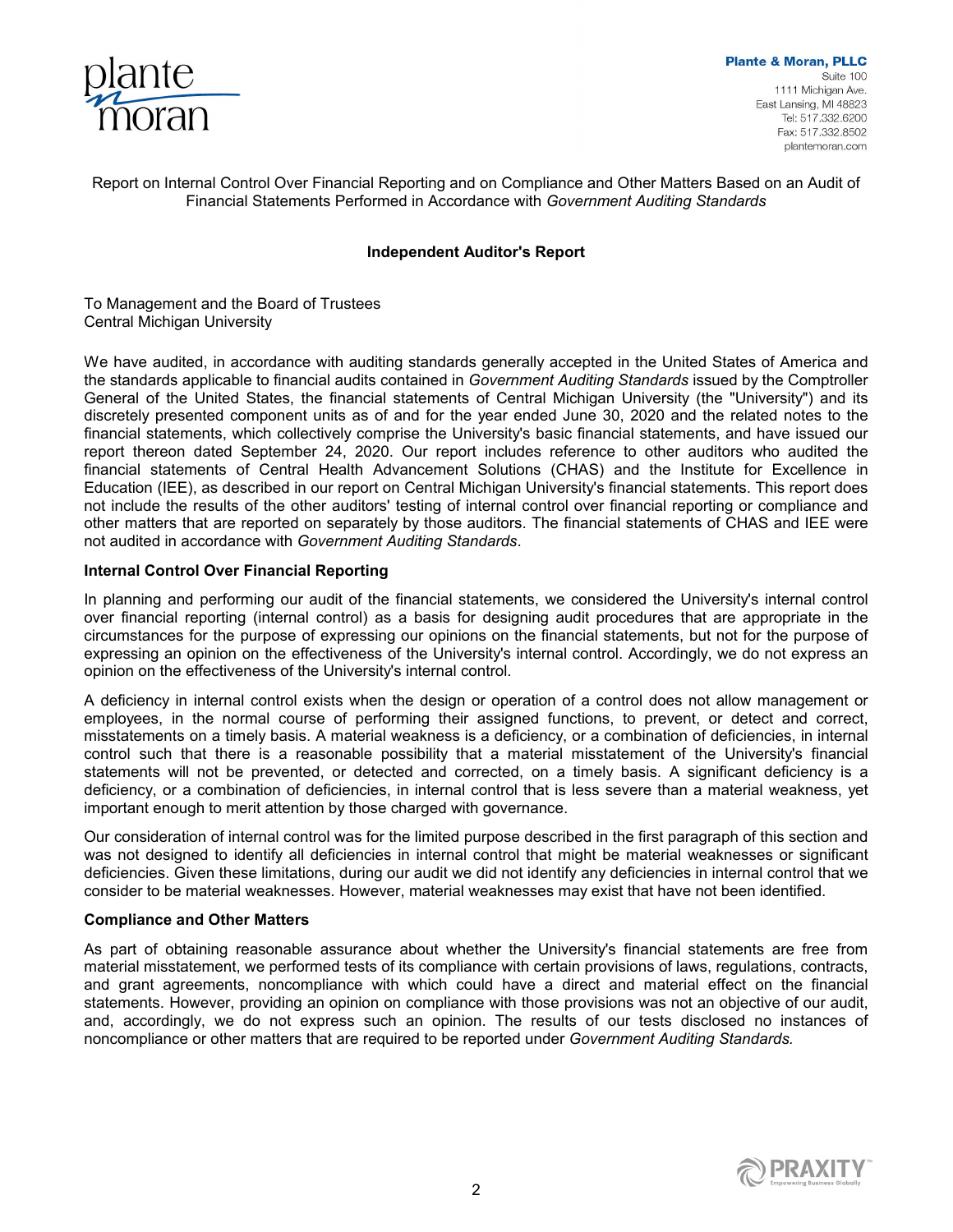Plante & Moran, PLLC
Suite 100
1111 Michigan Ave.
East Lansing, MI 48823
Tel: 517.332.6200
Fax: 517.332.8502
plantemoran.com

Report on Internal Control Over Financial Reporting and on Compliance and Other Matters Based on an Audit of Financial Statements Performed in Accordance with *Government Auditing Standards*

## Independent Auditor's Report

To Management and the Board of Trustees
Central Michigan University

We have audited, in accordance with auditing standards generally accepted in the United States of America and the standards applicable to financial audits contained in *Government Auditing Standards* issued by the Comptroller General of the United States, the financial statements of Central Michigan University (the "University") and its discretely presented component units as of and for the year ended June 30, 2020 and the related notes to the financial statements, which collectively comprise the University's basic financial statements, and have issued our report thereon dated September 24, 2020. Our report includes reference to other auditors who audited the financial statements of Central Health Advancement Solutions (CHAS) and the Institute for Excellence in Education (IEE), as described in our report on Central Michigan University's financial statements. This report does not include the results of the other auditors' testing of internal control over financial reporting or compliance and other matters that are reported on separately by those auditors. The financial statements of CHAS and IEE were not audited in accordance with *Government Auditing Standards*.

### Internal Control Over Financial Reporting

In planning and performing our audit of the financial statements, we considered the University's internal control over financial reporting (internal control) as a basis for designing audit procedures that are appropriate in the circumstances for the purpose of expressing our opinions on the financial statements, but not for the purpose of expressing an opinion on the effectiveness of the University's internal control. Accordingly, we do not express an opinion on the effectiveness of the University's internal control.

A deficiency in internal control exists when the design or operation of a control does not allow management or employees, in the normal course of performing their assigned functions, to prevent, or detect and correct, misstatements on a timely basis. A material weakness is a deficiency, or a combination of deficiencies, in internal control such that there is a reasonable possibility that a material misstatement of the University's financial statements will not be prevented, or detected and corrected, on a timely basis. A significant deficiency is a deficiency, or a combination of deficiencies, in internal control that is less severe than a material weakness, yet important enough to merit attention by those charged with governance.

Our consideration of internal control was for the limited purpose described in the first paragraph of this section and was not designed to identify all deficiencies in internal control that might be material weaknesses or significant deficiencies. Given these limitations, during our audit we did not identify any deficiencies in internal control that we consider to be material weaknesses. However, material weaknesses may exist that have not been identified.

### Compliance and Other Matters

As part of obtaining reasonable assurance about whether the University's financial statements are free from material misstatement, we performed tests of its compliance with certain provisions of laws, regulations, contracts, and grant agreements, noncompliance with which could have a direct and material effect on the financial statements. However, providing an opinion on compliance with those provisions was not an objective of our audit, and, accordingly, we do not express such an opinion. The results of our tests disclosed no instances of noncompliance or other matters that are required to be reported under *Government Auditing Standards.*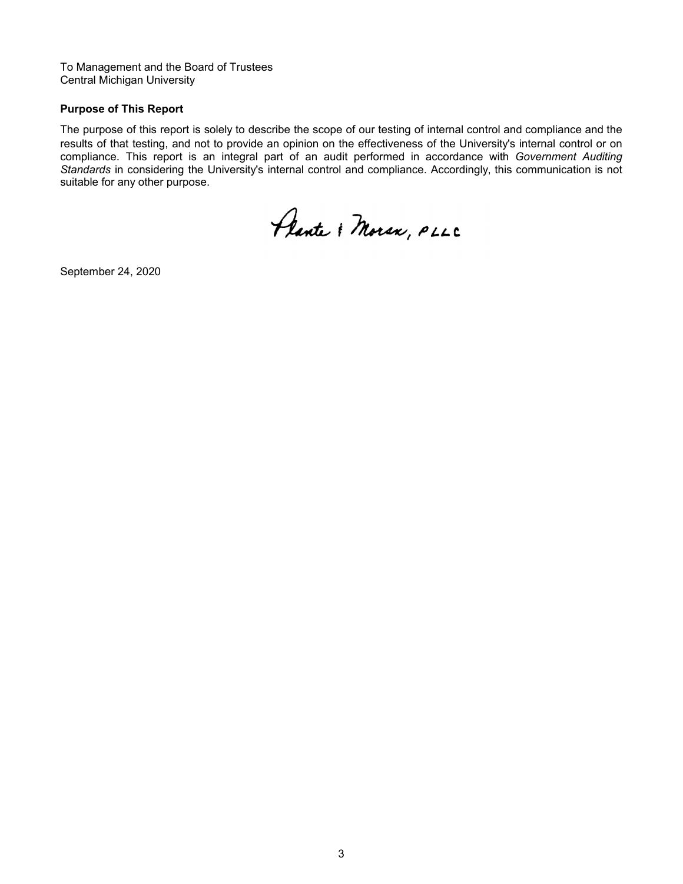To Management and the Board of Trustees
Central Michigan University

**Purpose of This Report**

The purpose of this report is solely to describe the scope of our testing of internal control and compliance and the results of that testing, and not to provide an opinion on the effectiveness of the University's internal control or on compliance. This report is an integral part of an audit performed in accordance with *Government Auditing Standards* in considering the University's internal control and compliance. Accordingly, this communication is not suitable for any other purpose.

Plante & Moran, PLLC

September 24, 2020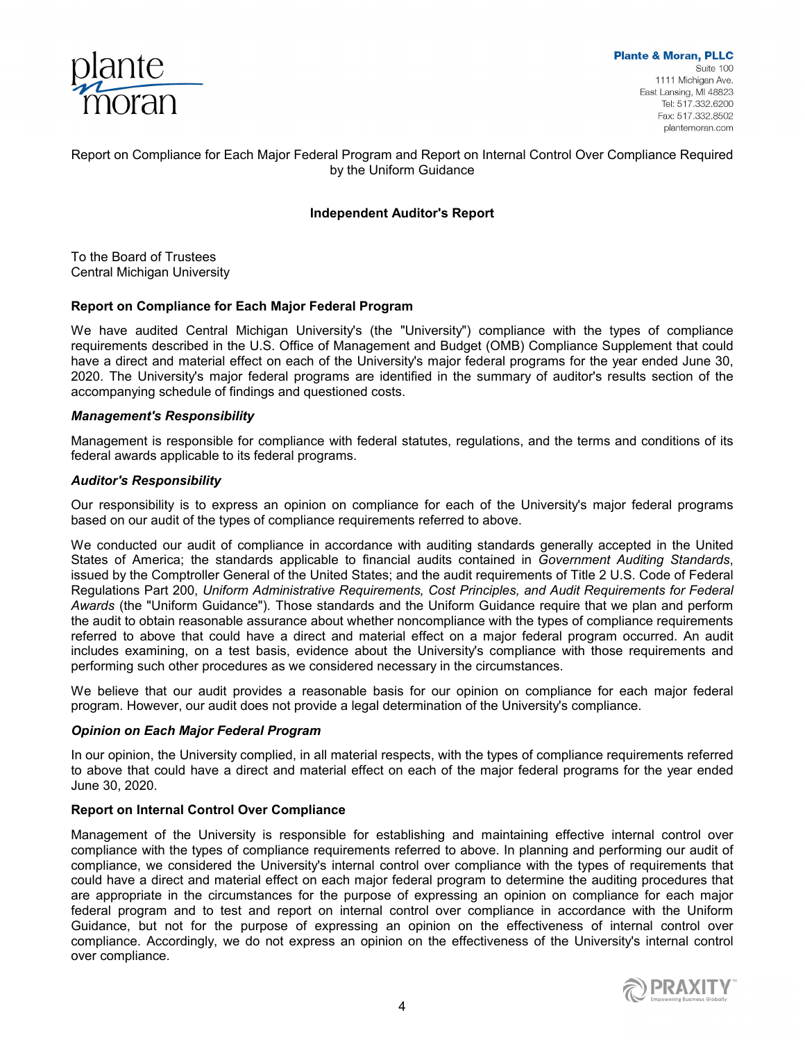Plante & Moran, PLLC
Suite 100
1111 Michigan Ave.
East Lansing, MI 48823
Tel: 517.332.6200
Fax: 517.332.8502
plantemoran.com

Report on Compliance for Each Major Federal Program and Report on Internal Control Over Compliance Required by the Uniform Guidance

## Independent Auditor's Report

To the Board of Trustees
Central Michigan University

### Report on Compliance for Each Major Federal Program

We have audited Central Michigan University's (the "University") compliance with the types of compliance requirements described in the U.S. Office of Management and Budget (OMB) Compliance Supplement that could have a direct and material effect on each of the University's major federal programs for the year ended June 30, 2020. The University's major federal programs are identified in the summary of auditor's results section of the accompanying schedule of findings and questioned costs.

#### *Management's Responsibility*

Management is responsible for compliance with federal statutes, regulations, and the terms and conditions of its federal awards applicable to its federal programs.

#### *Auditor's Responsibility*

Our responsibility is to express an opinion on compliance for each of the University's major federal programs based on our audit of the types of compliance requirements referred to above.

We conducted our audit of compliance in accordance with auditing standards generally accepted in the United States of America; the standards applicable to financial audits contained in *Government Auditing Standards*, issued by the Comptroller General of the United States; and the audit requirements of Title 2 U.S. Code of Federal Regulations Part 200, *Uniform Administrative Requirements, Cost Principles, and Audit Requirements for Federal Awards* (the "Uniform Guidance"). Those standards and the Uniform Guidance require that we plan and perform the audit to obtain reasonable assurance about whether noncompliance with the types of compliance requirements referred to above that could have a direct and material effect on a major federal program occurred. An audit includes examining, on a test basis, evidence about the University's compliance with those requirements and performing such other procedures as we considered necessary in the circumstances.

We believe that our audit provides a reasonable basis for our opinion on compliance for each major federal program. However, our audit does not provide a legal determination of the University's compliance.

#### *Opinion on Each Major Federal Program*

In our opinion, the University complied, in all material respects, with the types of compliance requirements referred to above that could have a direct and material effect on each of the major federal programs for the year ended June 30, 2020.

### Report on Internal Control Over Compliance

Management of the University is responsible for establishing and maintaining effective internal control over compliance with the types of compliance requirements referred to above. In planning and performing our audit of compliance, we considered the University's internal control over compliance with the types of requirements that could have a direct and material effect on each major federal program to determine the auditing procedures that are appropriate in the circumstances for the purpose of expressing an opinion on compliance for each major federal program and to test and report on internal control over compliance in accordance with the Uniform Guidance, but not for the purpose of expressing an opinion on the effectiveness of internal control over compliance. Accordingly, we do not express an opinion on the effectiveness of the University's internal control over compliance.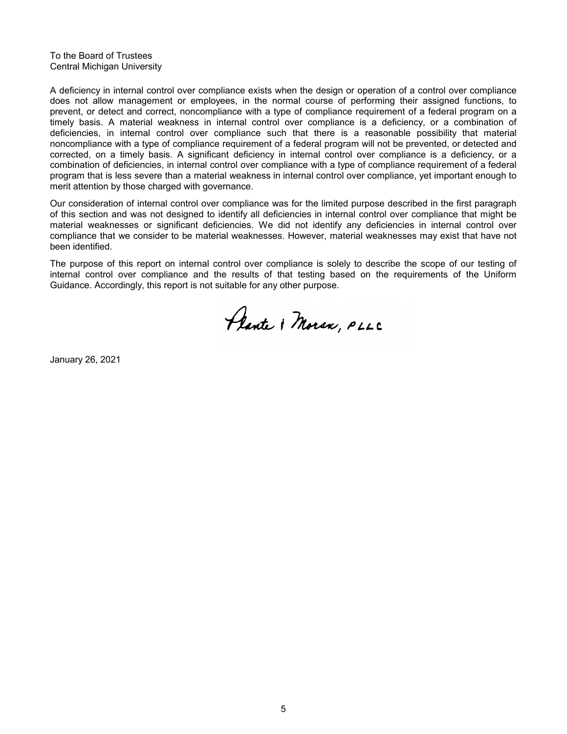To the Board of Trustees
Central Michigan University

A deficiency in internal control over compliance exists when the design or operation of a control over compliance does not allow management or employees, in the normal course of performing their assigned functions, to prevent, or detect and correct, noncompliance with a type of compliance requirement of a federal program on a timely basis. A material weakness in internal control over compliance is a deficiency, or a combination of deficiencies, in internal control over compliance such that there is a reasonable possibility that material noncompliance with a type of compliance requirement of a federal program will not be prevented, or detected and corrected, on a timely basis. A significant deficiency in internal control over compliance is a deficiency, or a combination of deficiencies, in internal control over compliance with a type of compliance requirement of a federal program that is less severe than a material weakness in internal control over compliance, yet important enough to merit attention by those charged with governance.

Our consideration of internal control over compliance was for the limited purpose described in the first paragraph of this section and was not designed to identify all deficiencies in internal control over compliance that might be material weaknesses or significant deficiencies. We did not identify any deficiencies in internal control over compliance that we consider to be material weaknesses. However, material weaknesses may exist that have not been identified.

The purpose of this report on internal control over compliance is solely to describe the scope of our testing of internal control over compliance and the results of that testing based on the requirements of the Uniform Guidance. Accordingly, this report is not suitable for any other purpose.

Plante & Moran, PLLC

January 26, 2021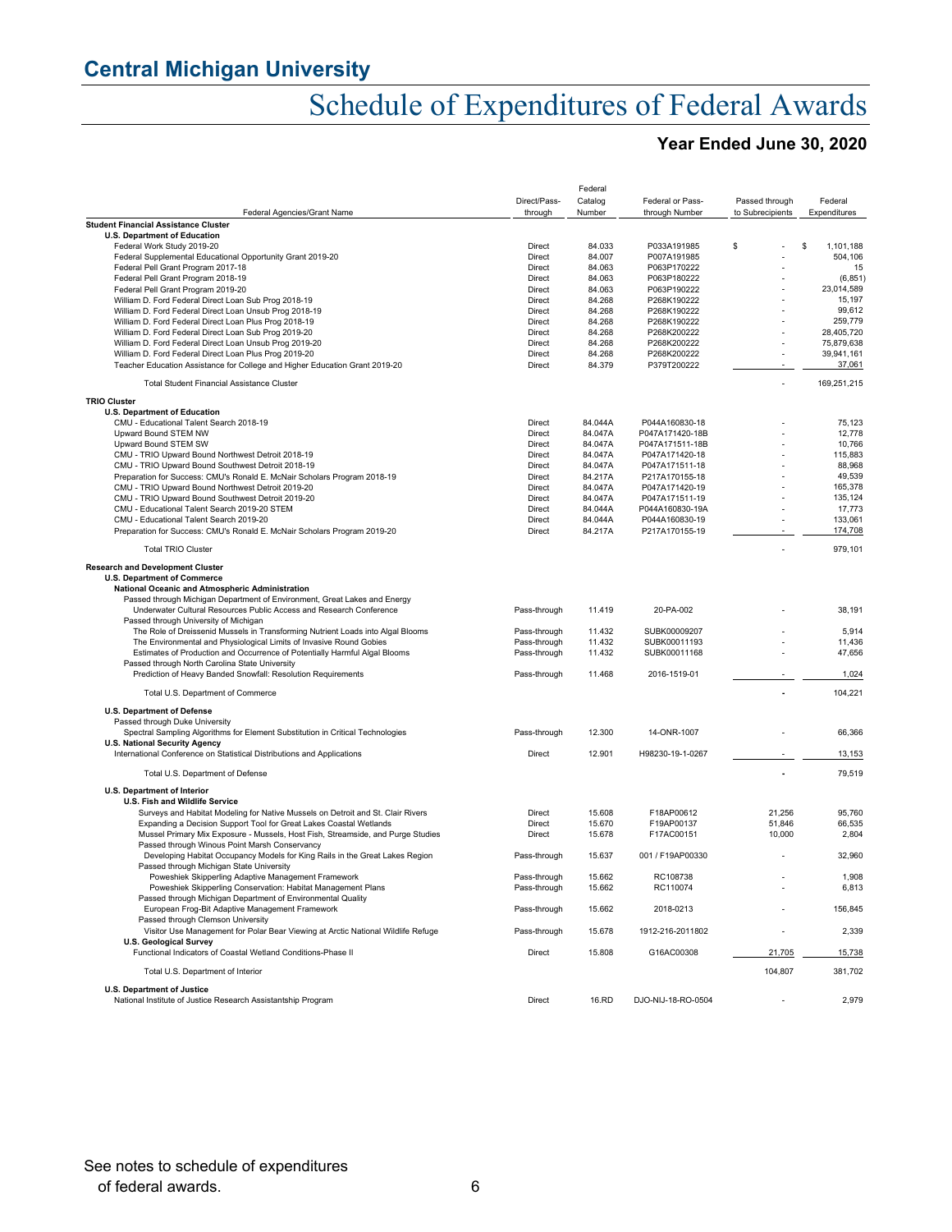# Central Michigan University

## Schedule of Expenditures of Federal Awards

### Year Ended June 30, 2020

| Federal Agencies/Grant Name | Direct/Pass-through | Federal Catalog Number | Federal or Pass-through Number | Passed through to Subrecipients | Federal Expenditures |
|---|---|---|---|---|---|
| **Student Financial Assistance Cluster** | | | | | |
| **U.S. Department of Education** | | | | | |
| Federal Work Study 2019-20 | Direct | 84.033 | P033A191985 | $ - | $ 1,101,188 |
| Federal Supplemental Educational Opportunity Grant 2019-20 | Direct | 84.007 | P007A191985 | - | 504,106 |
| Federal Pell Grant Program 2017-18 | Direct | 84.063 | P063P170222 | - | 15 |
| Federal Pell Grant Program 2018-19 | Direct | 84.063 | P063P180222 | - | (6,851) |
| Federal Pell Grant Program 2019-20 | Direct | 84.063 | P063P190222 | - | 23,014,589 |
| William D. Ford Federal Direct Loan Sub Prog 2018-19 | Direct | 84.268 | P268K190222 | - | 15,197 |
| William D. Ford Federal Direct Loan Unsub Prog 2018-19 | Direct | 84.268 | P268K190222 | - | 99,612 |
| William D. Ford Federal Direct Loan Plus Prog 2018-19 | Direct | 84.268 | P268K190222 | - | 259,779 |
| William D. Ford Federal Direct Loan Sub Prog 2019-20 | Direct | 84.268 | P268K200222 | - | 28,405,720 |
| William D. Ford Federal Direct Loan Unsub Prog 2019-20 | Direct | 84.268 | P268K200222 | - | 75,879,638 |
| William D. Ford Federal Direct Loan Plus Prog 2019-20 | Direct | 84.268 | P268K200222 | - | 39,941,161 |
| Teacher Education Assistance for College and Higher Education Grant 2019-20 | Direct | 84.379 | P379T200222 | - | 37,061 |
| Total Student Financial Assistance Cluster | | | | - | 169,251,215 |
| **TRIO Cluster** | | | | | |
| **U.S. Department of Education** | | | | | |
| CMU - Educational Talent Search 2018-19 | Direct | 84.044A | P044A160830-18 | - | 75,123 |
| Upward Bound STEM NW | Direct | 84.047A | P047A171420-18B | - | 12,778 |
| Upward Bound STEM SW | Direct | 84.047A | P047A171511-18B | - | 10,766 |
| CMU - TRIO Upward Bound Northwest Detroit 2018-19 | Direct | 84.047A | P047A171420-18 | - | 115,883 |
| CMU - TRIO Upward Bound Southwest Detroit 2018-19 | Direct | 84.047A | P047A171511-18 | - | 88,968 |
| Preparation for Success: CMU's Ronald E. McNair Scholars Program 2018-19 | Direct | 84.217A | P217A170155-18 | - | 49,539 |
| CMU - TRIO Upward Bound Northwest Detroit 2019-20 | Direct | 84.047A | P047A171420-19 | - | 165,378 |
| CMU - TRIO Upward Bound Southwest Detroit 2019-20 | Direct | 84.047A | P047A171511-19 | - | 135,124 |
| CMU - Educational Talent Search 2019-20 STEM | Direct | 84.044A | P044A160830-19A | - | 17,773 |
| CMU - Educational Talent Search 2019-20 | Direct | 84.044A | P044A160830-19 | - | 133,061 |
| Preparation for Success: CMU's Ronald E. McNair Scholars Program 2019-20 | Direct | 84.217A | P217A170155-19 | - | 174,708 |
| Total TRIO Cluster | | | | - | 979,101 |
| **Research and Development Cluster** | | | | | |
| **U.S. Department of Commerce** | | | | | |
| **National Oceanic and Atmospheric Administration** | | | | | |
| Passed through Michigan Department of Environment, Great Lakes and Energy | | | | | |
| Underwater Cultural Resources Public Access and Research Conference | Pass-through | 11.419 | 20-PA-002 | - | 38,191 |
| Passed through University of Michigan | | | | | |
| The Role of Dreissenid Mussels in Transforming Nutrient Loads into Algal Blooms | Pass-through | 11.432 | SUBK00009207 | - | 5,914 |
| The Environmental and Physiological Limits of Invasive Round Gobies | Pass-through | 11.432 | SUBK00011193 | - | 11,436 |
| Estimates of Production and Occurrence of Potentially Harmful Algal Blooms | Pass-through | 11.432 | SUBK00011168 | - | 47,656 |
| Passed through North Carolina State University | | | | | |
| Prediction of Heavy Banded Snowfall: Resolution Requirements | Pass-through | 11.468 | 2016-1519-01 | - | 1,024 |
| Total U.S. Department of Commerce | | | | - | 104,221 |
| **U.S. Department of Defense** | | | | | |
| Passed through Duke University | | | | | |
| Spectral Sampling Algorithms for Element Substitution in Critical Technologies | Pass-through | 12.300 | 14-ONR-1007 | - | 66,366 |
| **U.S. National Security Agency** | | | | | |
| International Conference on Statistical Distributions and Applications | Direct | 12.901 | H98230-19-1-0267 | - | 13,153 |
| Total U.S. Department of Defense | | | | - | 79,519 |
| **U.S. Department of Interior** | | | | | |
| **U.S. Fish and Wildlife Service** | | | | | |
| Surveys and Habitat Modeling for Native Mussels on Detroit and St. Clair Rivers | Direct | 15.608 | F18AP00612 | 21,256 | 95,760 |
| Expanding a Decision Support Tool for Great Lakes Coastal Wetlands | Direct | 15.670 | F19AP00137 | 51,846 | 66,535 |
| Mussel Primary Mix Exposure - Mussels, Host Fish, Streamside, and Purge Studies | Direct | 15.678 | F17AC00151 | 10,000 | 2,804 |
| Passed through Winous Point Marsh Conservancy | | | | | |
| Developing Habitat Occupancy Models for King Rails in the Great Lakes Region | Pass-through | 15.637 | 001 / F19AP00330 | - | 32,960 |
| Passed through Michigan State University | | | | | |
| Poweshiek Skipperling Adaptive Management Framework | Pass-through | 15.662 | RC108738 | - | 1,908 |
| Poweshiek Skipperling Conservation: Habitat Management Plans | Pass-through | 15.662 | RC110074 | - | 6,813 |
| Passed through Michigan Department of Environmental Quality | | | | | |
| European Frog-Bit Adaptive Management Framework | Pass-through | 15.662 | 2018-0213 | - | 156,845 |
| Passed through Clemson University | | | | | |
| Visitor Use Management for Polar Bear Viewing at Arctic National Wildlife Refuge | Pass-through | 15.678 | 1912-216-2011802 | - | 2,339 |
| **U.S. Geological Survey** | | | | | |
| Functional Indicators of Coastal Wetland Conditions-Phase II | Direct | 15.808 | G16AC00308 | 21,705 | 15,738 |
| Total U.S. Department of Interior | | | | 104,807 | 381,702 |
| **U.S. Department of Justice** | | | | | |
| National Institute of Justice Research Assistantship Program | Direct | 16.RD | DJO-NIJ-18-RO-0504 | - | 2,979 |

See notes to schedule of expenditures of federal awards.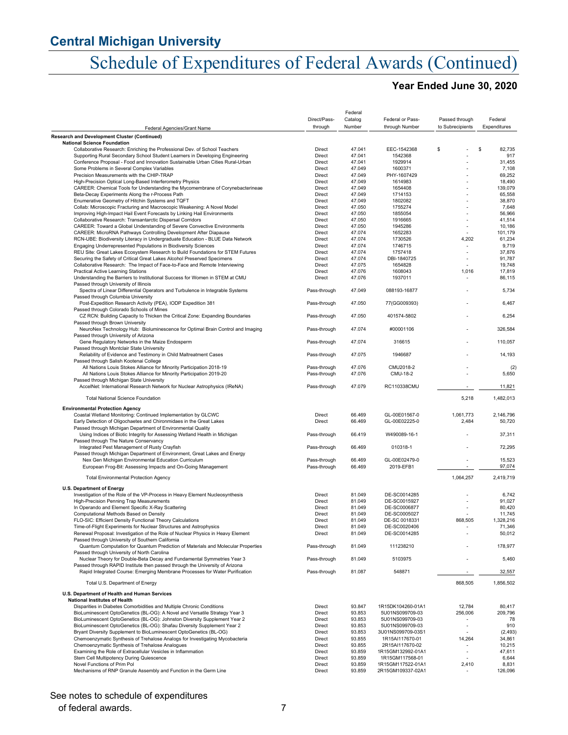## Central Michigan University

# Schedule of Expenditures of Federal Awards (Continued)

### Year Ended June 30, 2020

| Federal Agencies/Grant Name | Direct/Pass-through | Federal Catalog Number | Federal or Pass-through Number | Passed through to Subrecipients | Federal Expenditures |
|---|---|---|---|---|---|
| **Research and Development Cluster (Continued)** | | | | | |
| **National Science Foundation** | | | | | |
| Collaborative Research: Enriching the Professional Dev. of School Teachers | Direct | 47.041 | EEC-1542368 | $ - | $ 82,735 |
| Supporting Rural Secondary School Student Learners in Developing Engineering | Direct | 47.041 | 1542368 | - | 917 |
| Conference Proposal - Food and Innovation Sustainable Urban Cities Rural-Urban | Direct | 47.041 | 1929914 | - | 31,455 |
| Some Problems in Several Complex Variables | Direct | 47.049 | 1600371 | - | 7,108 |
| Precision Measurements with the CHIP-TRAP | Direct | 47.049 | PHY-1607429 | - | 69,252 |
| High-Precision Optical Long-Based Interferometry Physics | Direct | 47.049 | 1614983 | - | 18,490 |
| CAREER: Chemical Tools for Understanding the Mycomembrane of Corynebacterineae | Direct | 47.049 | 1654408 | - | 139,079 |
| Beta-Decay Experiments Along the r-Process Path | Direct | 47.049 | 1714153 | - | 65,558 |
| Enumerative Geometry of Hitchin Systems and TQFT | Direct | 47.049 | 1802082 | - | 38,870 |
| Collab: Microscopic Fracturing and Macroscopic Weakening: A Novel Model | Direct | 47.050 | 1755274 | - | 7,648 |
| Improving High-Impact Hail Event Forecasts by Linking Hail Environments | Direct | 47.050 | 1855054 | - | 56,966 |
| Collaborative Research: Transantarctic Dispersal Corridors | Direct | 47.050 | 1916665 | - | 41,514 |
| CAREER: Toward a Global Understanding of Severe Convective Environments | Direct | 47.050 | 1945286 | - | 10,186 |
| CAREER: MicroRNA Pathways Controlling Development After Diapause | Direct | 47.074 | 1652283 | - | 101,179 |
| RCN-UBE: Biodiversity Literacy in Undergraduate Education - BLUE Data Network | Direct | 47.074 | 1730526 | 4,202 | 61,234 |
| Engaging Underrepresented Populations in Biodiversity Sciences | Direct | 47.074 | 1746715 | - | 9,719 |
| REU Site: Great Lakes Ecosystem Research to Build Foundations for STEM Futures | Direct | 47.074 | 1757418 | - | 37,876 |
| Securing the Safety of Critical Great Lakes Alcohol Preserved Specimens | Direct | 47.074 | DBI-1840725 | - | 91,787 |
| Collaborative Research: The Impact of Face-to-Face and Remote Interviewing | Direct | 47.075 | 1654828 | - | 19,748 |
| Practical Active Learning Stations | Direct | 47.076 | 1608043 | 1,016 | 17,819 |
| Understanding the Barriers to Institutional Success for Women in STEM at CMU | Direct | 47.076 | 1937011 | - | 86,115 |
| Passed through University of Illinois | | | | | |
| Spectra of Linear Differential Operators and Turbulence in Integrable Systems | Pass-through | 47.049 | 088193-16877 | - | 5,734 |
| Passed through Columbia University | | | | | |
| Post-Expedition Research Activity (PEA), IODP Expedition 381 | Pass-through | 47.050 | 77(GG009393) | - | 6,467 |
| Passed through Colorado Schools of Mines | | | | | |
| CZ RCN: Building Capacity to Thicken the Critical Zone: Expanding Boundaries | Pass-through | 47.050 | 401574-5802 | - | 6,254 |
| Passed through Brown University | | | | | |
| NeuroNex Technology Hub: Bioluminescence for Optimal Brain Control and Imaging | Pass-through | 47.074 | #00001106 | - | 326,584 |
| Passed through University of Arizona | | | | | |
| Gene Regulatory Networks in the Maize Endosperm | Pass-through | 47.074 | 316615 | - | 110,057 |
| Passed through Montclair State University | | | | | |
| Reliability of Evidence and Testimony in Child Maltreatment Cases | Pass-through | 47.075 | 1946687 | - | 14,193 |
| Passed through Salish Kootenai College | | | | | |
| All Nations Louis Stokes Alliance for Minority Participation 2018-19 | Pass-through | 47.076 | CMU2018-2 | - | (2) |
| All Nations Louis Stokes Alliance for Minority Participation 2019-20 | Pass-through | 47.076 | CMU-18-2 | - | 5,650 |
| Passed through Michigan State University | | | | | |
| AccelNet: International Research Network for Nuclear Astrophysics (IReNA) | Pass-through | 47.079 | RC110338CMU | - | 11,821 |
| Total National Science Foundation | | | | 5,218 | 1,482,013 |
| **Environmental Protection Agency** | | | | | |
| Coastal Wetland Monitoring: Continued Implementation by GLCWC | Direct | 66.469 | GL-00E01567-0 | 1,061,773 | 2,146,796 |
| Early Detection of Oligochaetes and Chironmidaes in the Great Lakes | Direct | 66.469 | GL-00E02225-0 | 2,484 | 50,720 |
| Passed through Michigan Department of Environmental Quality | | | | | |
| Using Indices of Biotic Integrity for Assessing Wetland Health in Michigan | Pass-through | 66.419 | W490089-16-1 | - | 37,311 |
| Passed through The Nature Conservancy | | | | | |
| Integrated Pest Management of Rusty Crayfish | Pass-through | 66.469 | 010318-1 | - | 72,295 |
| Passed through Michigan Department of Environment, Great Lakes and Energy | | | | | |
| Nex Gen Michigan Environmental Education Curriculum | Pass-through | 66.469 | GL-00E02479-0 | - | 15,523 |
| European Frog-Bit: Assessing Impacts and On-Going Management | Pass-through | 66.469 | 2019-EFB1 | - | 97,074 |
| Total Environmental Protection Agency | | | | 1,064,257 | 2,419,719 |
| **U.S. Department of Energy** | | | | | |
| Investigation of the Role of the VP-Process in Heavy Element Nucleosynthesis | Direct | 81.049 | DE-SC0014285 | - | 6,742 |
| High-Precision Penning Trap Measurements | Direct | 81.049 | DE-SC0015927 | - | 91,027 |
| In Operando and Element Specific X-Ray Scattering | Direct | 81.049 | DE-SC0006877 | - | 80,420 |
| Computational Methods Based on Density | Direct | 81.049 | DE-SC0005027 | - | 11,745 |
| FLO-SIC: Efficient Density Functional Theory Calculations | Direct | 81.049 | DE-SC 0018331 | 868,505 | 1,328,216 |
| Time-of-Flight Experiments for Nuclear Structures and Astrophysics | Direct | 81.049 | DE-SC0020406 | - | 71,346 |
| Renewal Proposal: Investigation of the Role of Nuclear Physics in Heavy Element | Direct | 81.049 | DE-SC0014285 | - | 50,012 |
| Passed through University of Southern California | | | | | |
| Quantum Computation for Quantum Prediction of Materials and Molecular Properties | Pass-through | 81.049 | 111238210 | - | 178,977 |
| Passed through University of North Carolina | | | | | |
| Nuclear Theory for Double-Beta Decay and Fundamental Symmetries Year 3 | Pass-through | 81.049 | 5103975 | - | 5,460 |
| Passed through RAPID Institute then passed through the University of Arizona | | | | | |
| Rapid Integrated Course: Emerging Membrane Processes for Water Purification | Pass-through | 81.087 | 548871 | - | 32,557 |
| Total U.S. Department of Energy | | | | 868,505 | 1,856,502 |
| **U.S. Department of Health and Human Services** | | | | | |
| **National Institutes of Health** | | | | | |
| Disparities in Diabetes Comorbidities and Multiple Chronic Conditions | Direct | 93.847 | 1R15DK104260-01A1 | 12,784 | 80,417 |
| BioLuminescent OptoGenetics (BL-OG): A Novel and Versatile Strategy Year 3 | Direct | 93.853 | 5U01NS099709-03 | 256,006 | 209,796 |
| BioLuminescent OptoGenetics (BL-OG): Johnston Diversity Supplement Year 2 | Direct | 93.853 | 5U01NS099709-03 | - | 78 |
| BioLuminescent OptoGenetics (BL-OG): Shafau Diversity Supplement Year 2 | Direct | 93.853 | 5U01NS099709-03 | - | 910 |
| Bryant Diversity Supplement to BioLuminescent OptoGenetics (BL-OG) | Direct | 93.853 | 3U01NS099709-03S1 | - | (2,493) |
| Chemoenzymatic Synthesis of Trehalose Analogs for Investigating Mycobacteria | Direct | 93.855 | 1R15AI117670-01 | 14,264 | 34,861 |
| Chemoenzymatic Synthesis of Trehalose Analogues | Direct | 93.855 | 2R15AI117670-02 | - | 10,215 |
| Examining the Role of Extracellular Vesicles in Inflammation | Direct | 93.859 | 1R15GM132992-01A1 | - | 47,611 |
| Stem Cell Multipotency During Quiescence | Direct | 93.859 | 1R15GM117568-01 | - | 6,644 |
| Novel Functions of Prim Pol | Direct | 93.859 | 1R15GM117522-01A1 | 2,410 | 8,831 |
| Mechanisms of RNP Granule Assembly and Function in the Germ Line | Direct | 93.859 | 2R15GM109337-02A1 | - | 126,096 |

See notes to schedule of expenditures of federal awards.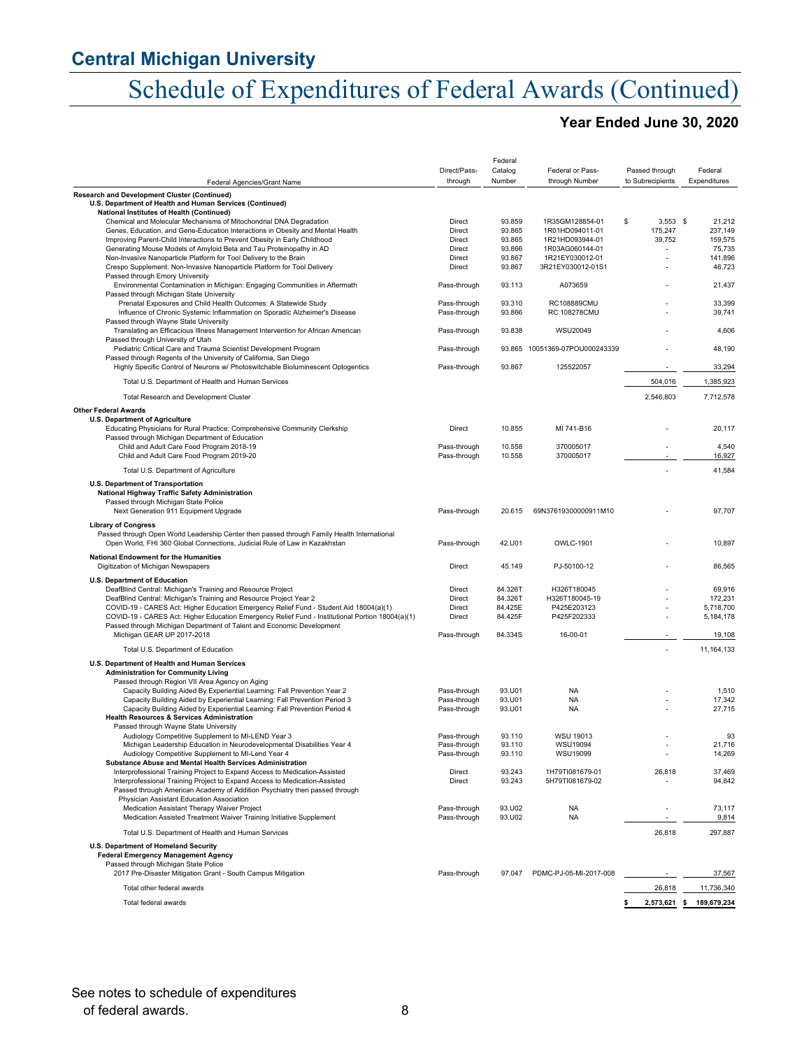## Central Michigan University

# Schedule of Expenditures of Federal Awards (Continued)

### Year Ended June 30, 2020

| Federal Agencies/Grant Name | Direct/Pass-through | Federal Catalog Number | Federal or Pass-through Number | Passed through to Subrecipients | Federal Expenditures |
|---|---|---|---|---|---|
| **Research and Development Cluster (Continued)** | | | | | |
| **U.S. Department of Health and Human Services (Continued)** | | | | | |
| **National Institutes of Health (Continued)** | | | | | |
| Chemical and Molecular Mechanisms of Mitochondrial DNA Degradation | Direct | 93.859 | 1R35GM128854-01 | $ 3,553 | $ 21,212 |
| Genes, Education, and Gene-Education Interactions in Obesity and Mental Health | Direct | 93.865 | 1R01HD094011-01 | 175,247 | 237,149 |
| Improving Parent-Child Interactions to Prevent Obesity in Early Childhood | Direct | 93.865 | 1R21HD093944-01 | 39,752 | 159,575 |
| Generating Mouse Models of Amyloid Beta and Tau Proteinopathy in AD | Direct | 93.866 | 1R03AG060144-01 | - | 75,735 |
| Non-Invasive Nanoparticle Platform for Tool Delivery to the Brain | Direct | 93.867 | 1R21EY030012-01 | - | 141,896 |
| Crespo Supplement: Non-Invasive Nanoparticle Platform for Tool Delivery | Direct | 93.867 | 3R21EY030012-01S1 | - | 46,723 |
| Passed through Emory University | | | | | |
| Environmental Contamination in Michigan: Engaging Communities in Aftermath | Pass-through | 93.113 | A073659 | - | 21,437 |
| Passed through Michigan State University | | | | | |
| Prenatal Exposures and Child Health Outcomes: A Statewide Study | Pass-through | 93.310 | RC108889CMU | - | 33,399 |
| Influence of Chronic Systemic Inflammation on Sporadic Alzheimer's Disease | Pass-through | 93.866 | RC 108278CMU | - | 39,741 |
| Passed through Wayne State University | | | | | |
| Translating an Efficacious Illness Management Intervention for African American | Pass-through | 93.838 | WSU20049 | - | 4,606 |
| Passed through University of Utah | | | | | |
| Pediatric Critical Care and Trauma Scientist Development Program | Pass-through | 93.865 | 10051369-07POU000243339 | - | 48,190 |
| Passed through Regents of the University of California, San Diego | | | | | |
| Highly Specific Control of Neurons w/ Photoswitchable Bioluminescent Optogentics | Pass-through | 93.867 | 125522057 | - | 33,294 |
| Total U.S. Department of Health and Human Services | | | | 504,016 | 1,385,923 |
| Total Research and Development Cluster | | | | 2,546,803 | 7,712,578 |
| **Other Federal Awards** | | | | | |
| **U.S. Department of Agriculture** | | | | | |
| Educating Physicians for Rural Practice: Comprehensive Community Clerkship | Direct | 10.855 | MI 741-B16 | - | 20,117 |
| Passed through Michigan Department of Education | | | | | |
| Child and Adult Care Food Program 2018-19 | Pass-through | 10.558 | 370005017 | - | 4,540 |
| Child and Adult Care Food Program 2019-20 | Pass-through | 10.558 | 370005017 | - | 16,927 |
| Total U.S. Department of Agriculture | | | | - | 41,584 |
| **U.S. Department of Transportation** | | | | | |
| **National Highway Traffic Safety Administration** | | | | | |
| Passed through Michigan State Police | | | | | |
| Next Generation 911 Equipment Upgrade | Pass-through | 20.615 | 69N37619300000911M10 | - | 97,707 |
| **Library of Congress** | | | | | |
| Passed through Open World Leadership Center then passed through Family Health International | | | | | |
| Open World, FHI 360 Global Connections, Judicial Rule of Law in Kazakhstan | Pass-through | 42.U01 | OWLC-1901 | - | 10,897 |
| **National Endowment for the Humanities** | | | | | |
| Digitization of Michigan Newspapers | Direct | 45.149 | PJ-50100-12 | - | 86,565 |
| **U.S. Department of Education** | | | | | |
| DeafBlind Central: Michigan's Training and Resource Project | Direct | 84.326T | H326T180045 | - | 69,916 |
| DeafBlind Central: Michigan's Training and Resource Project Year 2 | Direct | 84.326T | H326T180045-19 | - | 172,231 |
| COVID-19 - CARES Act: Higher Education Emergency Relief Fund - Student Aid 18004(a)(1) | Direct | 84.425E | P425E203123 | - | 5,718,700 |
| COVID-19 - CARES Act: Higher Education Emergency Relief Fund - Institutional Portion 18004(a)(1) | Direct | 84.425F | P425F202333 | - | 5,184,178 |
| Passed through Michigan Department of Talent and Economic Development | | | | | |
| Michigan GEAR UP 2017-2018 | Pass-through | 84.334S | 16-00-01 | - | 19,108 |
| Total U.S. Department of Education | | | | - | 11,164,133 |
| **U.S. Department of Health and Human Services** | | | | | |
| **Administration for Community Living** | | | | | |
| Passed through Region VII Area Agency on Aging | | | | | |
| Capacity Building Aided By Experiential Learning: Fall Prevention Year 2 | Pass-through | 93.U01 | NA | - | 1,510 |
| Capacity Building Aided by Experiential Learning: Fall Prevention Period 3 | Pass-through | 93.U01 | NA | - | 17,342 |
| Capacity Building Aided by Experiential Learning: Fall Prevention Period 4 | Pass-through | 93.U01 | NA | - | 27,715 |
| **Health Resources & Services Administration** | | | | | |
| Passed through Wayne State University | | | | | |
| Audiology Competitive Supplement to MI-LEND Year 3 | Pass-through | 93.110 | WSU 19013 | - | 93 |
| Michigan Leadership Education in Neurodevelopmental Disabilities Year 4 | Pass-through | 93.110 | WSU19094 | - | 21,716 |
| Audiology Competitive Supplement to MI-Lend Year 4 | Pass-through | 93.110 | WSU19099 | - | 14,269 |
| **Substance Abuse and Mental Health Services Administration** | | | | | |
| Interprofessional Training Project to Expand Access to Medication-Assisted | Direct | 93.243 | 1H79TI081679-01 | 26,818 | 37,469 |
| Interprofessional Training Project to Expand Access to Medication-Assisted | Direct | 93.243 | 5H79TI081679-02 | - | 94,842 |
| Passed through American Academy of Addition Psychiatry then passed through Physician Assistant Education Association | | | | | |
| Medication Assistant Therapy Waiver Project | Pass-through | 93.U02 | NA | - | 73,117 |
| Medication Assisted Treatment Waiver Training Initiative Supplement | Pass-through | 93.U02 | NA | - | 9,814 |
| Total U.S. Department of Health and Human Services | | | | 26,818 | 297,887 |
| **U.S. Department of Homeland Security** | | | | | |
| **Federal Emergency Management Agency** | | | | | |
| Passed through Michigan State Police | | | | | |
| 2017 Pre-Disaster Mitigation Grant - South Campus Mitigation | Pass-through | 97.047 | PDMC-PJ-05-MI-2017-008 | - | 37,567 |
| Total other federal awards | | | | 26,818 | 11,736,340 |
| Total federal awards | | | | $ 2,573,621 | $ 189,679,234 |

See notes to schedule of expenditures of federal awards.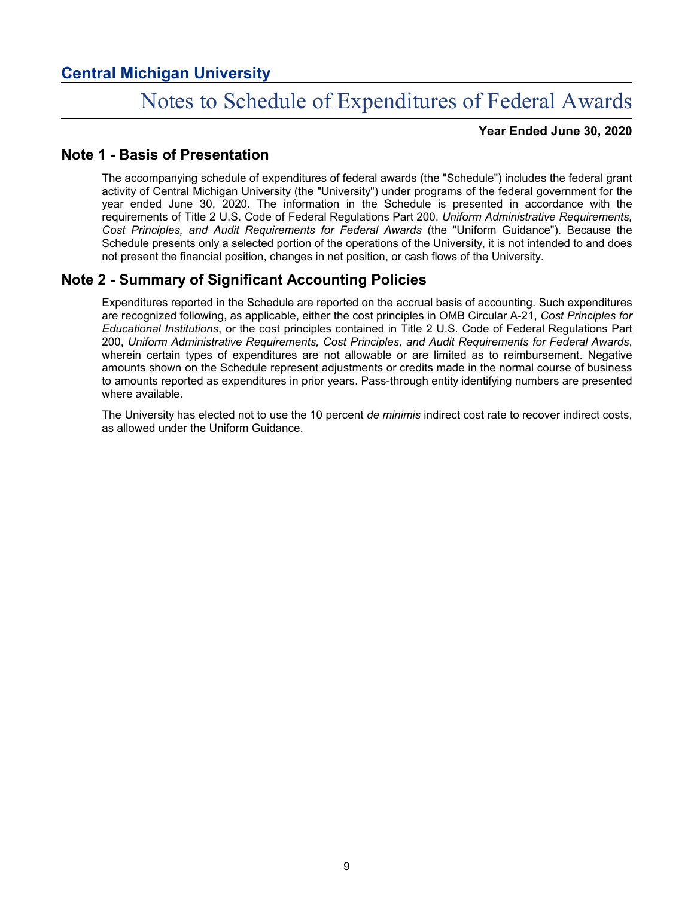# Central Michigan University

## Notes to Schedule of Expenditures of Federal Awards

**Year Ended June 30, 2020**

## Note 1 - Basis of Presentation

The accompanying schedule of expenditures of federal awards (the "Schedule") includes the federal grant activity of Central Michigan University (the "University") under programs of the federal government for the year ended June 30, 2020. The information in the Schedule is presented in accordance with the requirements of Title 2 U.S. Code of Federal Regulations Part 200, *Uniform Administrative Requirements, Cost Principles, and Audit Requirements for Federal Awards* (the "Uniform Guidance"). Because the Schedule presents only a selected portion of the operations of the University, it is not intended to and does not present the financial position, changes in net position, or cash flows of the University.

## Note 2 - Summary of Significant Accounting Policies

Expenditures reported in the Schedule are reported on the accrual basis of accounting. Such expenditures are recognized following, as applicable, either the cost principles in OMB Circular A-21, *Cost Principles for Educational Institutions*, or the cost principles contained in Title 2 U.S. Code of Federal Regulations Part 200, *Uniform Administrative Requirements, Cost Principles, and Audit Requirements for Federal Awards*, wherein certain types of expenditures are not allowable or are limited as to reimbursement. Negative amounts shown on the Schedule represent adjustments or credits made in the normal course of business to amounts reported as expenditures in prior years. Pass-through entity identifying numbers are presented where available.

The University has elected not to use the 10 percent *de minimis* indirect cost rate to recover indirect costs, as allowed under the Uniform Guidance.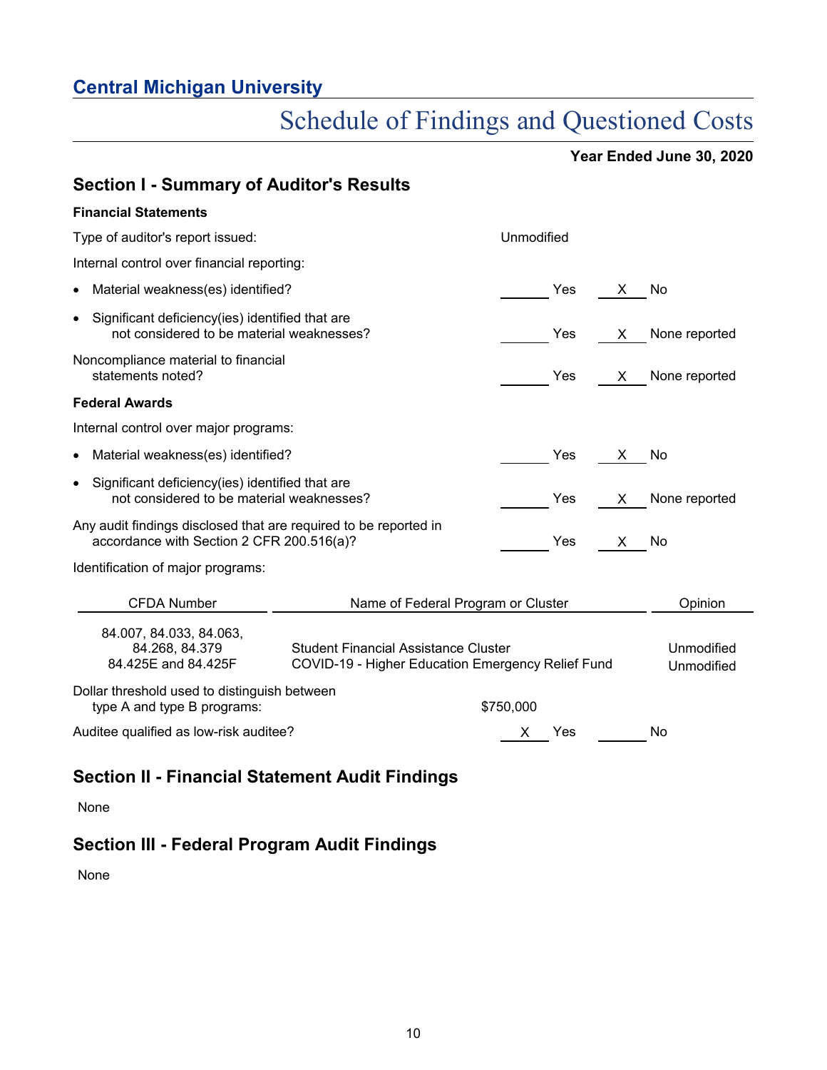# Central Michigan University

## Schedule of Findings and Questioned Costs

**Year Ended June 30, 2020**

## Section I - Summary of Auditor's Results

**Financial Statements**

Type of auditor's report issued: Unmodified

Internal control over financial reporting:

- Material weakness(es) identified? ______ Yes __X__ No
- Significant deficiency(ies) identified that are not considered to be material weaknesses? ______ Yes __X__ None reported

Noncompliance material to financial statements noted? ______ Yes __X__ None reported

**Federal Awards**

Internal control over major programs:

- Material weakness(es) identified? ______ Yes __X__ No
- Significant deficiency(ies) identified that are not considered to be material weaknesses? ______ Yes __X__ None reported

Any audit findings disclosed that are required to be reported in accordance with Section 2 CFR 200.516(a)? ______ Yes __X__ No

Identification of major programs:

| CFDA Number | Name of Federal Program or Cluster | Opinion |
|---|---|---|
| 84.007, 84.033, 84.063, 84.268, 84.379 | Student Financial Assistance Cluster | Unmodified |
| 84.425E and 84.425F | COVID-19 - Higher Education Emergency Relief Fund | Unmodified |

Dollar threshold used to distinguish between type A and type B programs: $750,000

Auditee qualified as low-risk auditee? __X__ Yes ______ No

## Section II - Financial Statement Audit Findings

None

## Section III - Federal Program Audit Findings

None